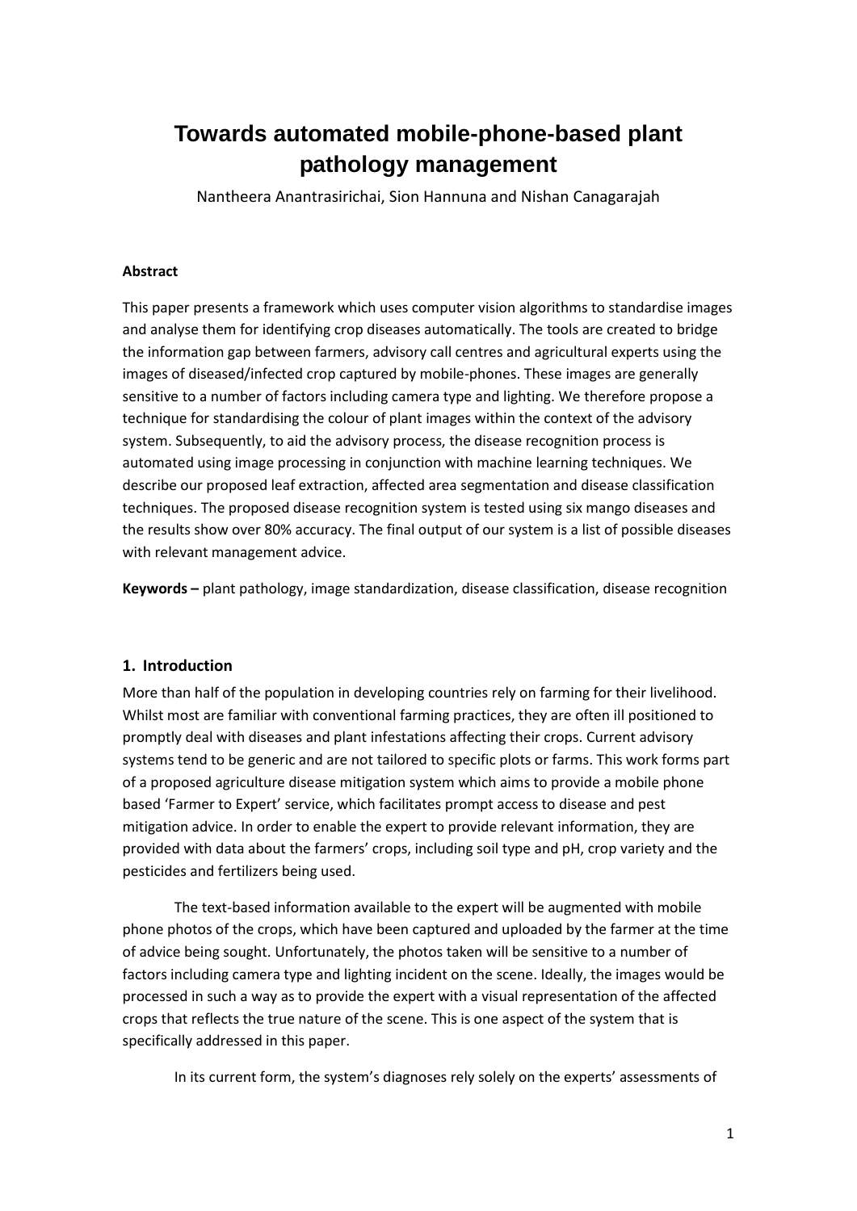# Towards automated mobile-phone-based plant pathology management

Nantheera Anantrasirichai, Sion Hannuna and Nishan Canagarajah

**Abstract**

This paper presents a framework which uses computer vision algorithms to standardise images and analyse them for identifying crop diseases automatically. The tools are created to bridge the information gap between farmers, advisory call centres and agricultural experts using the images of diseased/infected crop captured by mobile-phones. These images are generally sensitive to a number of factors including camera type and lighting. We therefore propose a technique for standardising the colour of plant images within the context of the advisory system. Subsequently, to aid the advisory process, the disease recognition process is automated using image processing in conjunction with machine learning techniques. We describe our proposed leaf extraction, affected area segmentation and disease classification techniques. The proposed disease recognition system is tested using six mango diseases and the results show over 80% accuracy. The final output of our system is a list of possible diseases with relevant management advice.

**Keywords –** plant pathology, image standardization, disease classification, disease recognition

## 1. Introduction

More than half of the population in developing countries rely on farming for their livelihood. Whilst most are familiar with conventional farming practices, they are often ill positioned to promptly deal with diseases and plant infestations affecting their crops. Current advisory systems tend to be generic and are not tailored to specific plots or farms. This work forms part of a proposed agriculture disease mitigation system which aims to provide a mobile phone based 'Farmer to Expert' service, which facilitates prompt access to disease and pest mitigation advice. In order to enable the expert to provide relevant information, they are provided with data about the farmers' crops, including soil type and pH, crop variety and the pesticides and fertilizers being used.

The text-based information available to the expert will be augmented with mobile phone photos of the crops, which have been captured and uploaded by the farmer at the time of advice being sought. Unfortunately, the photos taken will be sensitive to a number of factors including camera type and lighting incident on the scene. Ideally, the images would be processed in such a way as to provide the expert with a visual representation of the affected crops that reflects the true nature of the scene. This is one aspect of the system that is specifically addressed in this paper.

In its current form, the system's diagnoses rely solely on the experts' assessments of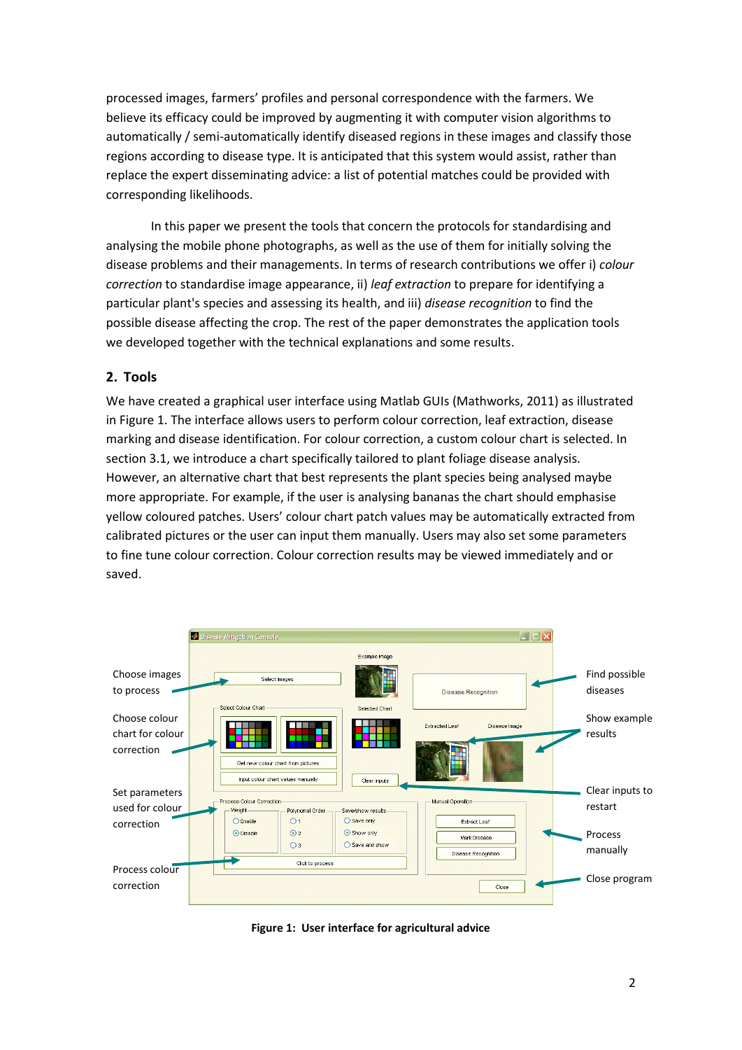processed images, farmers' profiles and personal correspondence with the farmers. We believe its efficacy could be improved by augmenting it with computer vision algorithms to automatically / semi-automatically identify diseased regions in these images and classify those regions according to disease type. It is anticipated that this system would assist, rather than replace the expert disseminating advice: a list of potential matches could be provided with corresponding likelihoods.

In this paper we present the tools that concern the protocols for standardising and analysing the mobile phone photographs, as well as the use of them for initially solving the disease problems and their managements. In terms of research contributions we offer i) *colour correction* to standardise image appearance, ii) *leaf extraction* to prepare for identifying a particular plant's species and assessing its health, and iii) *disease recognition* to find the possible disease affecting the crop. The rest of the paper demonstrates the application tools we developed together with the technical explanations and some results.

## 2. Tools

We have created a graphical user interface using Matlab GUIs (Mathworks, 2011) as illustrated in Figure 1. The interface allows users to perform colour correction, leaf extraction, disease marking and disease identification. For colour correction, a custom colour chart is selected. In section 3.1, we introduce a chart specifically tailored to plant foliage disease analysis. However, an alternative chart that best represents the plant species being analysed maybe more appropriate. For example, if the user is analysing bananas the chart should emphasise yellow coloured patches. Users' colour chart patch values may be automatically extracted from calibrated pictures or the user can input them manually. Users may also set some parameters to fine tune colour correction. Colour correction results may be viewed immediately and or saved.

**Figure 1: User interface for agricultural advice**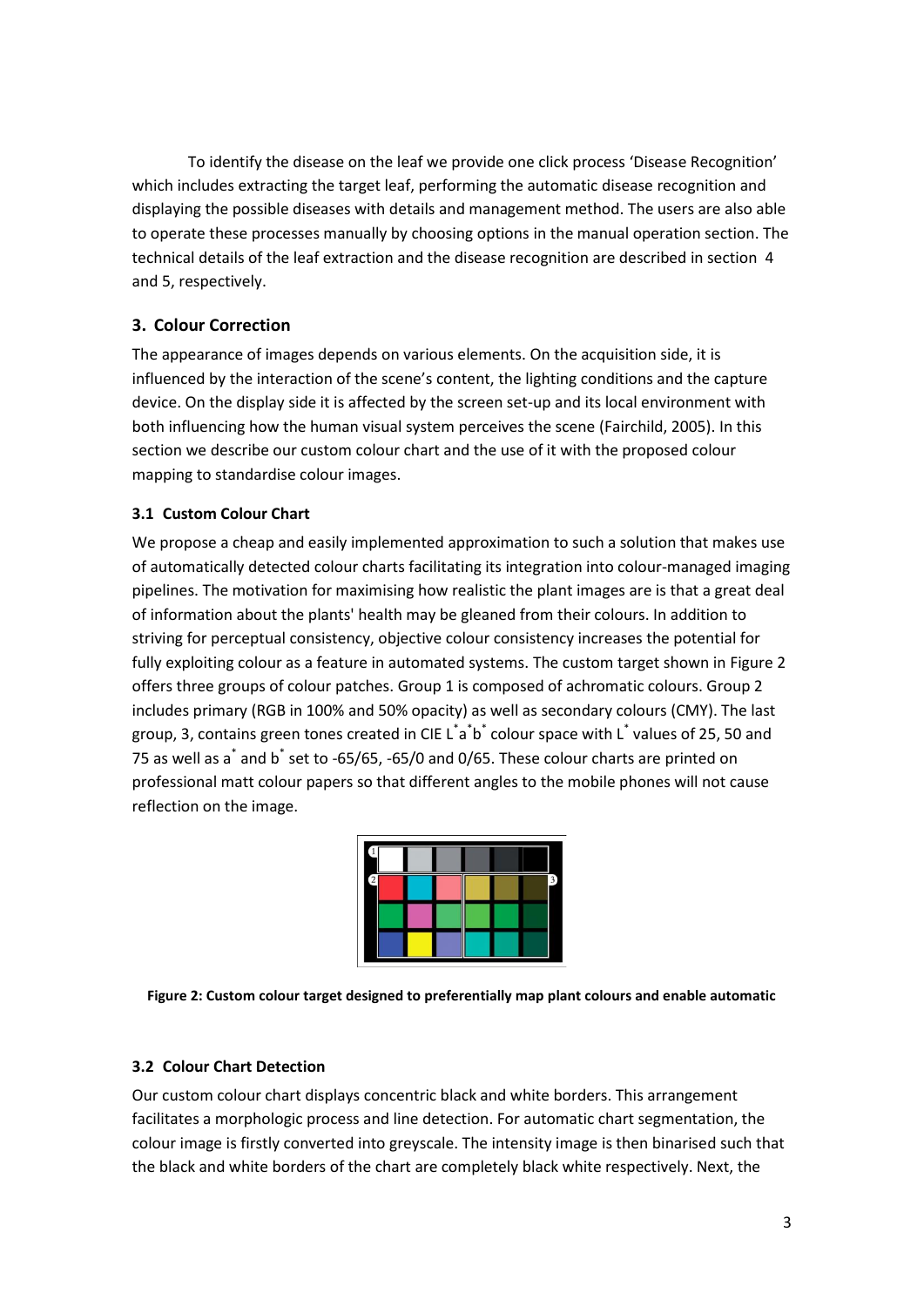To identify the disease on the leaf we provide one click process 'Disease Recognition' which includes extracting the target leaf, performing the automatic disease recognition and displaying the possible diseases with details and management method. The users are also able to operate these processes manually by choosing options in the manual operation section. The technical details of the leaf extraction and the disease recognition are described in section 4 and 5, respectively.

## 3. Colour Correction

The appearance of images depends on various elements. On the acquisition side, it is influenced by the interaction of the scene's content, the lighting conditions and the capture device. On the display side it is affected by the screen set-up and its local environment with both influencing how the human visual system perceives the scene (Fairchild, 2005). In this section we describe our custom colour chart and the use of it with the proposed colour mapping to standardise colour images.

### 3.1 Custom Colour Chart

We propose a cheap and easily implemented approximation to such a solution that makes use of automatically detected colour charts facilitating its integration into colour-managed imaging pipelines. The motivation for maximising how realistic the plant images are is that a great deal of information about the plants' health may be gleaned from their colours. In addition to striving for perceptual consistency, objective colour consistency increases the potential for fully exploiting colour as a feature in automated systems. The custom target shown in Figure 2 offers three groups of colour patches. Group 1 is composed of achromatic colours. Group 2 includes primary (RGB in 100% and 50% opacity) as well as secondary colours (CMY). The last group, 3, contains green tones created in CIE $L^*a^*b^*$ colour space with $L^*$ values of 25, 50 and 75 as well as $a^*$ and $b^*$ set to -65/65, -65/0 and 0/65. These colour charts are printed on professional matt colour papers so that different angles to the mobile phones will not cause reflection on the image.

**Figure 2: Custom colour target designed to preferentially map plant colours and enable automatic**

### 3.2 Colour Chart Detection

Our custom colour chart displays concentric black and white borders. This arrangement facilitates a morphologic process and line detection. For automatic chart segmentation, the colour image is firstly converted into greyscale. The intensity image is then binarised such that the black and white borders of the chart are completely black white respectively. Next, the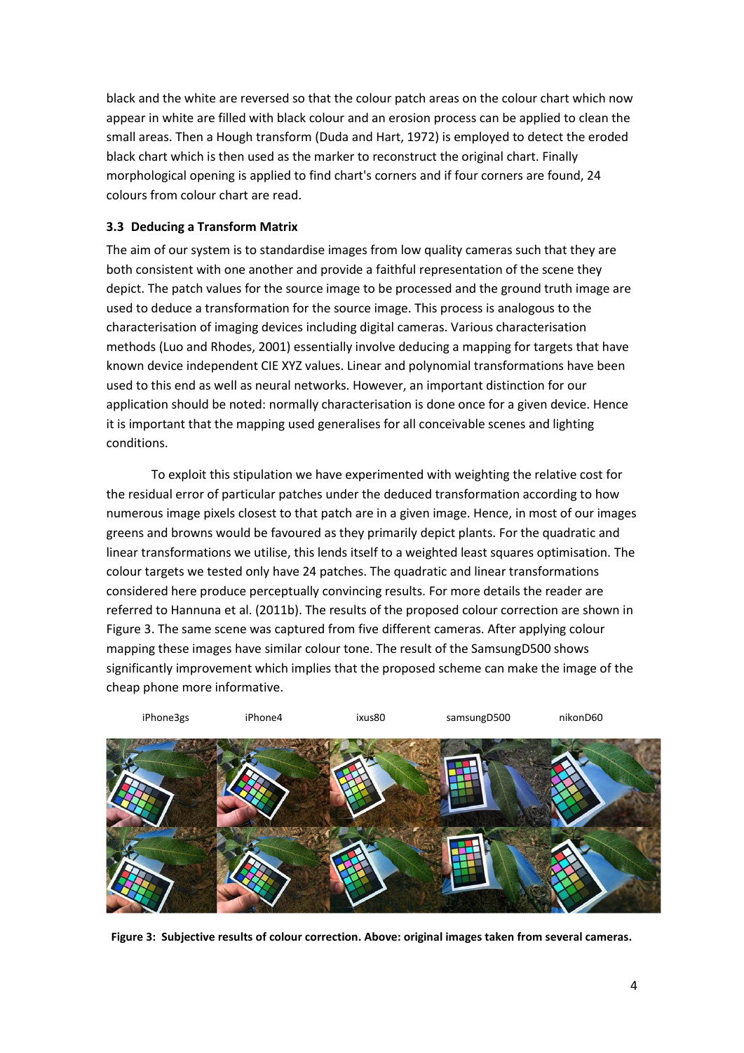black and the white are reversed so that the colour patch areas on the colour chart which now appear in white are filled with black colour and an erosion process can be applied to clean the small areas. Then a Hough transform (Duda and Hart, 1972) is employed to detect the eroded black chart which is then used as the marker to reconstruct the original chart. Finally morphological opening is applied to find chart's corners and if four corners are found, 24 colours from colour chart are read.

### 3.3 Deducing a Transform Matrix

The aim of our system is to standardise images from low quality cameras such that they are both consistent with one another and provide a faithful representation of the scene they depict. The patch values for the source image to be processed and the ground truth image are used to deduce a transformation for the source image. This process is analogous to the characterisation of imaging devices including digital cameras. Various characterisation methods (Luo and Rhodes, 2001) essentially involve deducing a mapping for targets that have known device independent CIE XYZ values. Linear and polynomial transformations have been used to this end as well as neural networks. However, an important distinction for our application should be noted: normally characterisation is done once for a given device. Hence it is important that the mapping used generalises for all conceivable scenes and lighting conditions.

To exploit this stipulation we have experimented with weighting the relative cost for the residual error of particular patches under the deduced transformation according to how numerous image pixels closest to that patch are in a given image. Hence, in most of our images greens and browns would be favoured as they primarily depict plants. For the quadratic and linear transformations we utilise, this lends itself to a weighted least squares optimisation. The colour targets we tested only have 24 patches. The quadratic and linear transformations considered here produce perceptually convincing results. For more details the reader are referred to Hannuna et al. (2011b). The results of the proposed colour correction are shown in Figure 3. The same scene was captured from five different cameras. After applying colour mapping these images have similar colour tone. The result of the SamsungD500 shows significantly improvement which implies that the proposed scheme can make the image of the cheap phone more informative.

iPhone3gs iPhone4 ixus80 samsungD500 nikonD60

**Figure 3: Subjective results of colour correction. Above: original images taken from several cameras.**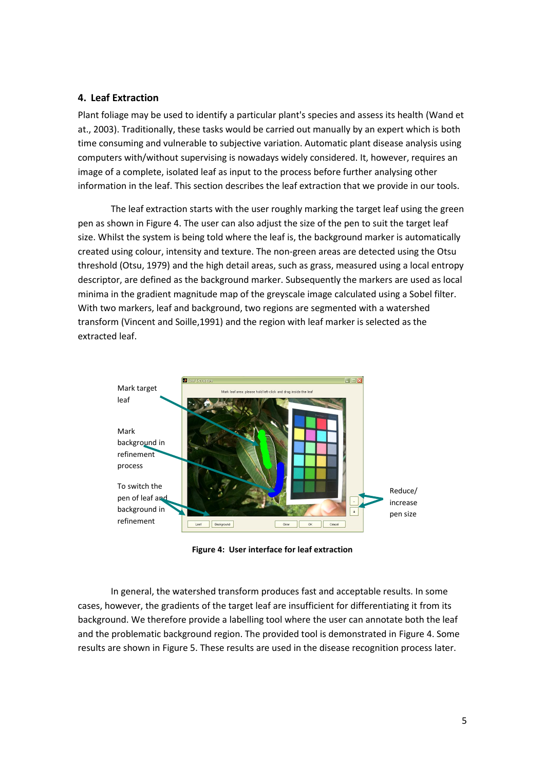## 4. Leaf Extraction

Plant foliage may be used to identify a particular plant's species and assess its health (Wand et at., 2003). Traditionally, these tasks would be carried out manually by an expert which is both time consuming and vulnerable to subjective variation. Automatic plant disease analysis using computers with/without supervising is nowadays widely considered. It, however, requires an image of a complete, isolated leaf as input to the process before further analysing other information in the leaf. This section describes the leaf extraction that we provide in our tools.

The leaf extraction starts with the user roughly marking the target leaf using the green pen as shown in Figure 4. The user can also adjust the size of the pen to suit the target leaf size. Whilst the system is being told where the leaf is, the background marker is automatically created using colour, intensity and texture. The non-green areas are detected using the Otsu threshold (Otsu, 1979) and the high detail areas, such as grass, measured using a local entropy descriptor, are defined as the background marker. Subsequently the markers are used as local minima in the gradient magnitude map of the greyscale image calculated using a Sobel filter. With two markers, leaf and background, two regions are segmented with a watershed transform (Vincent and Soille,1991) and the region with leaf marker is selected as the extracted leaf.

Mark target leaf

Mark background in refinement process

To switch the pen of leaf and background in refinement

Reduce/ increase pen size

**Figure 4: User interface for leaf extraction**

In general, the watershed transform produces fast and acceptable results. In some cases, however, the gradients of the target leaf are insufficient for differentiating it from its background. We therefore provide a labelling tool where the user can annotate both the leaf and the problematic background region. The provided tool is demonstrated in Figure 4. Some results are shown in Figure 5. These results are used in the disease recognition process later.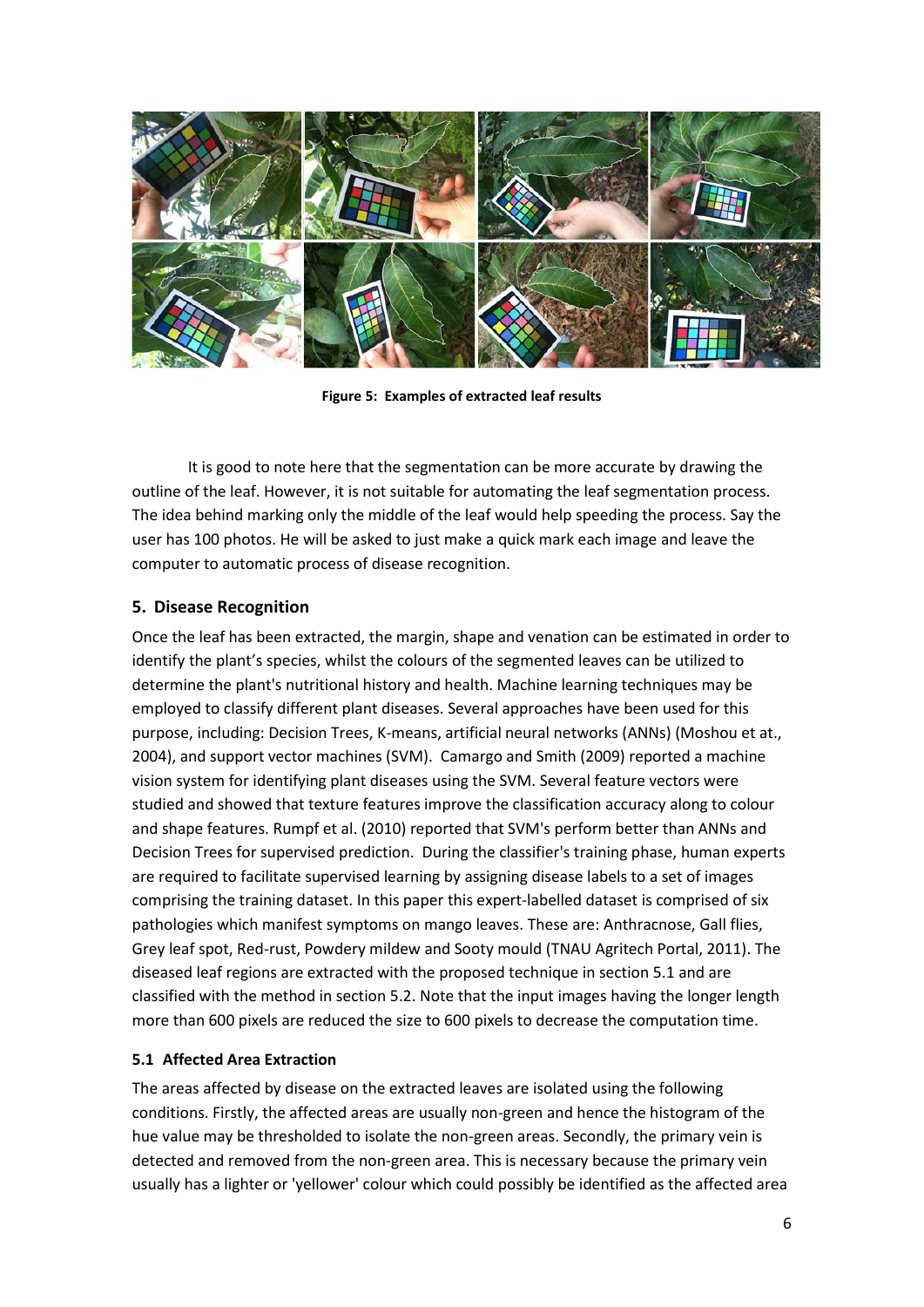**Figure 5: Examples of extracted leaf results**

It is good to note here that the segmentation can be more accurate by drawing the outline of the leaf. However, it is not suitable for automating the leaf segmentation process. The idea behind marking only the middle of the leaf would help speeding the process. Say the user has 100 photos. He will be asked to just make a quick mark each image and leave the computer to automatic process of disease recognition.

### 5. Disease Recognition

Once the leaf has been extracted, the margin, shape and venation can be estimated in order to identify the plant's species, whilst the colours of the segmented leaves can be utilized to determine the plant's nutritional history and health. Machine learning techniques may be employed to classify different plant diseases. Several approaches have been used for this purpose, including: Decision Trees, K-means, artificial neural networks (ANNs) (Moshou et at., 2004), and support vector machines (SVM). Camargo and Smith (2009) reported a machine vision system for identifying plant diseases using the SVM. Several feature vectors were studied and showed that texture features improve the classification accuracy along to colour and shape features. Rumpf et al. (2010) reported that SVM's perform better than ANNs and Decision Trees for supervised prediction. During the classifier's training phase, human experts are required to facilitate supervised learning by assigning disease labels to a set of images comprising the training dataset. In this paper this expert-labelled dataset is comprised of six pathologies which manifest symptoms on mango leaves. These are: Anthracnose, Gall flies, Grey leaf spot, Red-rust, Powdery mildew and Sooty mould (TNAU Agritech Portal, 2011). The diseased leaf regions are extracted with the proposed technique in section 5.1 and are classified with the method in section 5.2. Note that the input images having the longer length more than 600 pixels are reduced the size to 600 pixels to decrease the computation time.

#### 5.1 Affected Area Extraction

The areas affected by disease on the extracted leaves are isolated using the following conditions. Firstly, the affected areas are usually non-green and hence the histogram of the hue value may be thresholded to isolate the non-green areas. Secondly, the primary vein is detected and removed from the non-green area. This is necessary because the primary vein usually has a lighter or 'yellower' colour which could possibly be identified as the affected area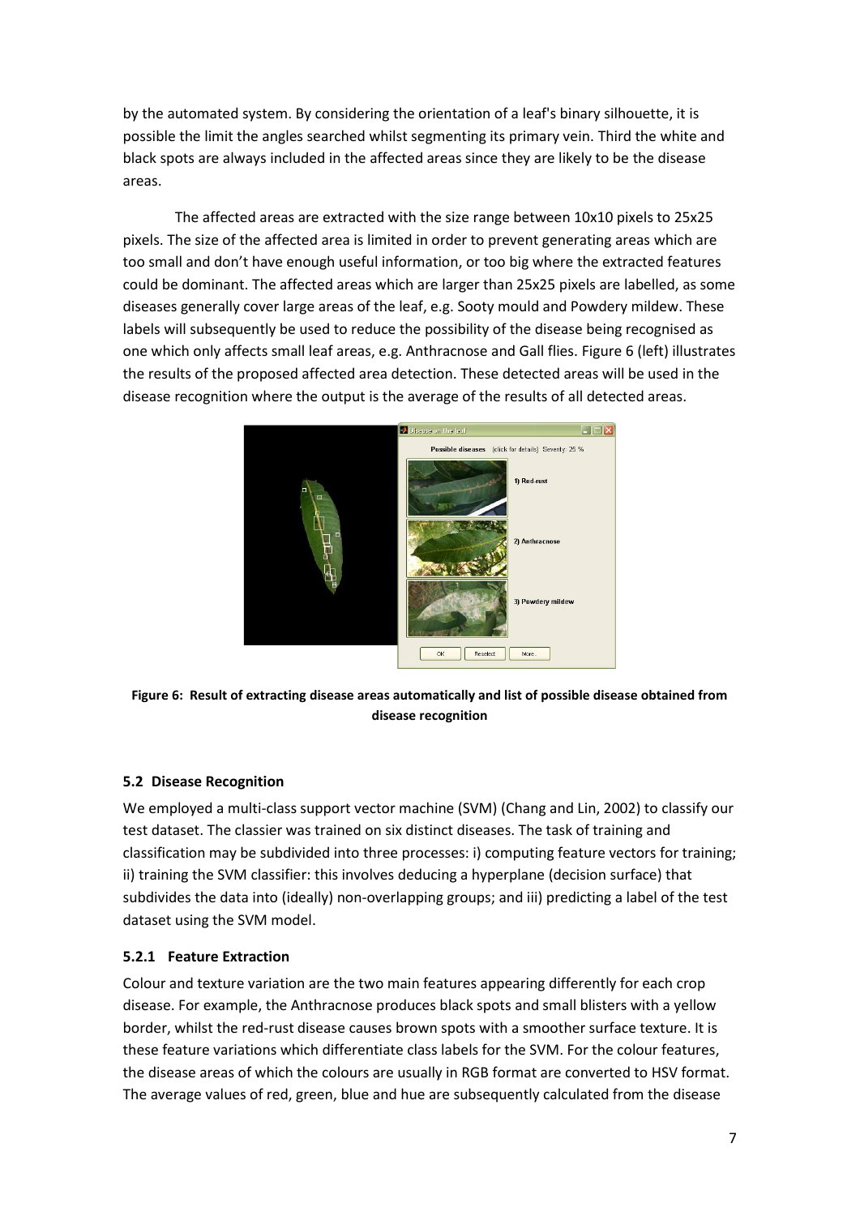by the automated system. By considering the orientation of a leaf's binary silhouette, it is possible the limit the angles searched whilst segmenting its primary vein. Third the white and black spots are always included in the affected areas since they are likely to be the disease areas.

The affected areas are extracted with the size range between 10x10 pixels to 25x25 pixels. The size of the affected area is limited in order to prevent generating areas which are too small and don't have enough useful information, or too big where the extracted features could be dominant. The affected areas which are larger than 25x25 pixels are labelled, as some diseases generally cover large areas of the leaf, e.g. Sooty mould and Powdery mildew. These labels will subsequently be used to reduce the possibility of the disease being recognised as one which only affects small leaf areas, e.g. Anthracnose and Gall flies. Figure 6 (left) illustrates the results of the proposed affected area detection. These detected areas will be used in the disease recognition where the output is the average of the results of all detected areas.

**Figure 6: Result of extracting disease areas automatically and list of possible disease obtained from disease recognition**

### 5.2 Disease Recognition

We employed a multi-class support vector machine (SVM) (Chang and Lin, 2002) to classify our test dataset. The classier was trained on six distinct diseases. The task of training and classification may be subdivided into three processes: i) computing feature vectors for training; ii) training the SVM classifier: this involves deducing a hyperplane (decision surface) that subdivides the data into (ideally) non-overlapping groups; and iii) predicting a label of the test dataset using the SVM model.

#### 5.2.1 Feature Extraction

Colour and texture variation are the two main features appearing differently for each crop disease. For example, the Anthracnose produces black spots and small blisters with a yellow border, whilst the red-rust disease causes brown spots with a smoother surface texture. It is these feature variations which differentiate class labels for the SVM. For the colour features, the disease areas of which the colours are usually in RGB format are converted to HSV format. The average values of red, green, blue and hue are subsequently calculated from the disease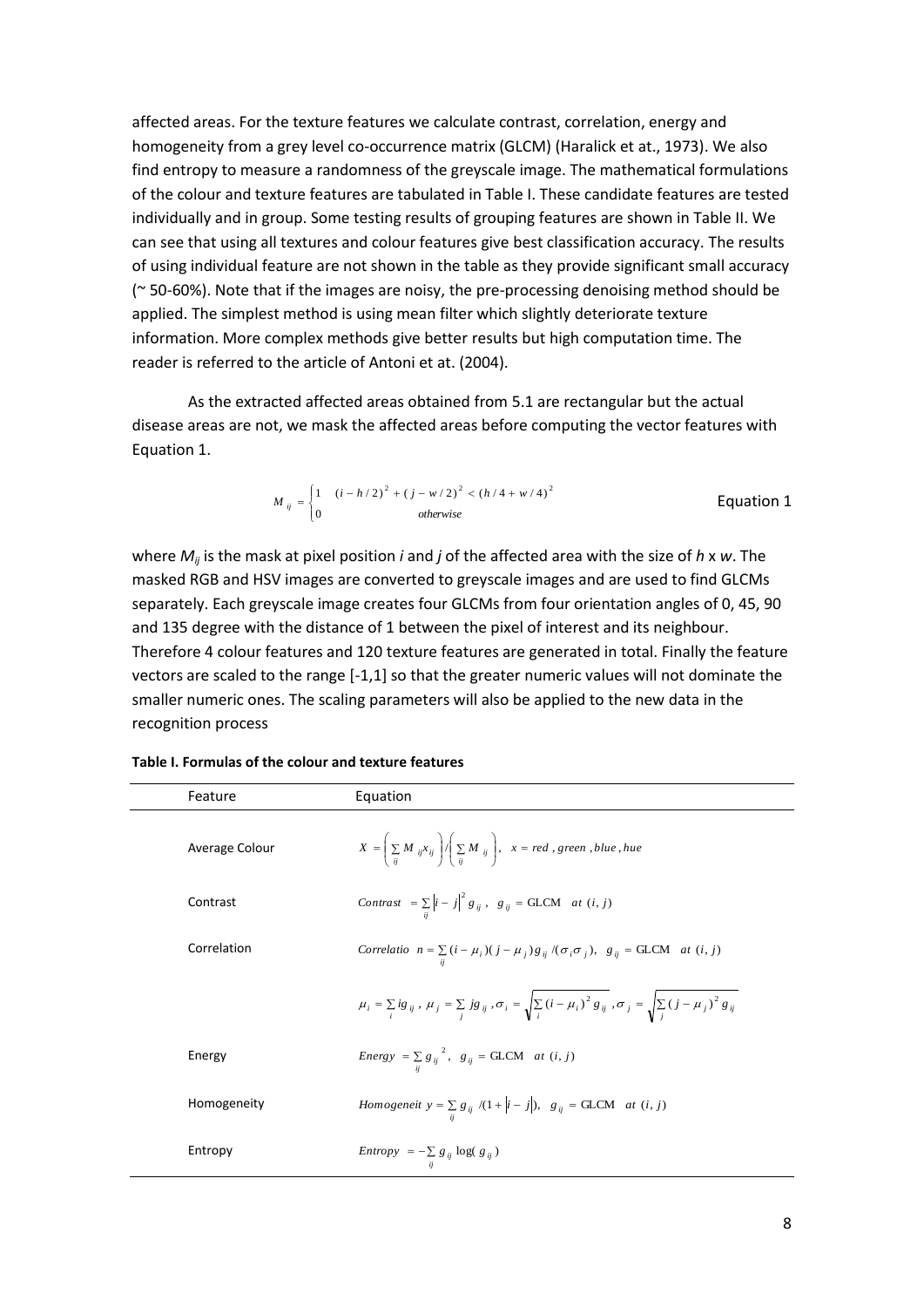affected areas. For the texture features we calculate contrast, correlation, energy and homogeneity from a grey level co-occurrence matrix (GLCM) (Haralick et at., 1973). We also find entropy to measure a randomness of the greyscale image. The mathematical formulations of the colour and texture features are tabulated in Table I. These candidate features are tested individually and in group. Some testing results of grouping features are shown in Table II. We can see that using all textures and colour features give best classification accuracy. The results of using individual feature are not shown in the table as they provide significant small accuracy (~ 50-60%). Note that if the images are noisy, the pre-processing denoising method should be applied. The simplest method is using mean filter which slightly deteriorate texture information. More complex methods give better results but high computation time. The reader is referred to the article of Antoni et at. (2004).

As the extracted affected areas obtained from 5.1 are rectangular but the actual disease areas are not, we mask the affected areas before computing the vector features with Equation 1.

$$M_{ij} = \begin{cases} 1 & (i - h/2)^2 + (j - w/2)^2 < (h/4 + w/4)^2 \\ 0 & otherwise \end{cases} \qquad \text{Equation 1}$$

where $M_{ij}$ is the mask at pixel position *i* and *j* of the affected area with the size of *h* x *w*. The masked RGB and HSV images are converted to greyscale images and are used to find GLCMs separately. Each greyscale image creates four GLCMs from four orientation angles of 0, 45, 90 and 135 degree with the distance of 1 between the pixel of interest and its neighbour. Therefore 4 colour features and 120 texture features are generated in total. Finally the feature vectors are scaled to the range [-1,1] so that the greater numeric values will not dominate the smaller numeric ones. The scaling parameters will also be applied to the new data in the recognition process

**Table I. Formulas of the colour and texture features**

| Feature | Equation |
|---|---|
| Average Colour | $X = \left( \sum_{ij} M_{ij} x_{ij} \right) / \left( \sum_{ij} M_{ij} \right), \quad x = red, green, blue, hue$ |
| Contrast | $Contrast = \sum_{ij} \lvert i - j \rvert^2 g_{ij}, \quad g_{ij} = \text{GLCM} \quad at \ (i, j)$ |
| Correlation | $Correlation = \sum_{ij} (i - \mu_i)(j - \mu_j) g_{ij} / (\sigma_i \sigma_j), \quad g_{ij} = \text{GLCM} \quad at \ (i, j)$ |
| | $\mu_i = \sum_i i g_{ij}, \ \mu_j = \sum_j j g_{ij}, \sigma_i = \sqrt{\sum_i (i - \mu_i)^2 g_{ij}}, \sigma_j = \sqrt{\sum_j (j - \mu_j)^2 g_{ij}}$ |
| Energy | $Energy = \sum_{ij} g_{ij}^2, \quad g_{ij} = \text{GLCM} \quad at \ (i, j)$ |
| Homogeneity | $Homogeneity = \sum_{ij} g_{ij} / (1 + \lvert i - j \rvert), \quad g_{ij} = \text{GLCM} \quad at \ (i, j)$ |
| Entropy | $Entropy = -\sum_{ij} g_{ij} \log(g_{ij})$ |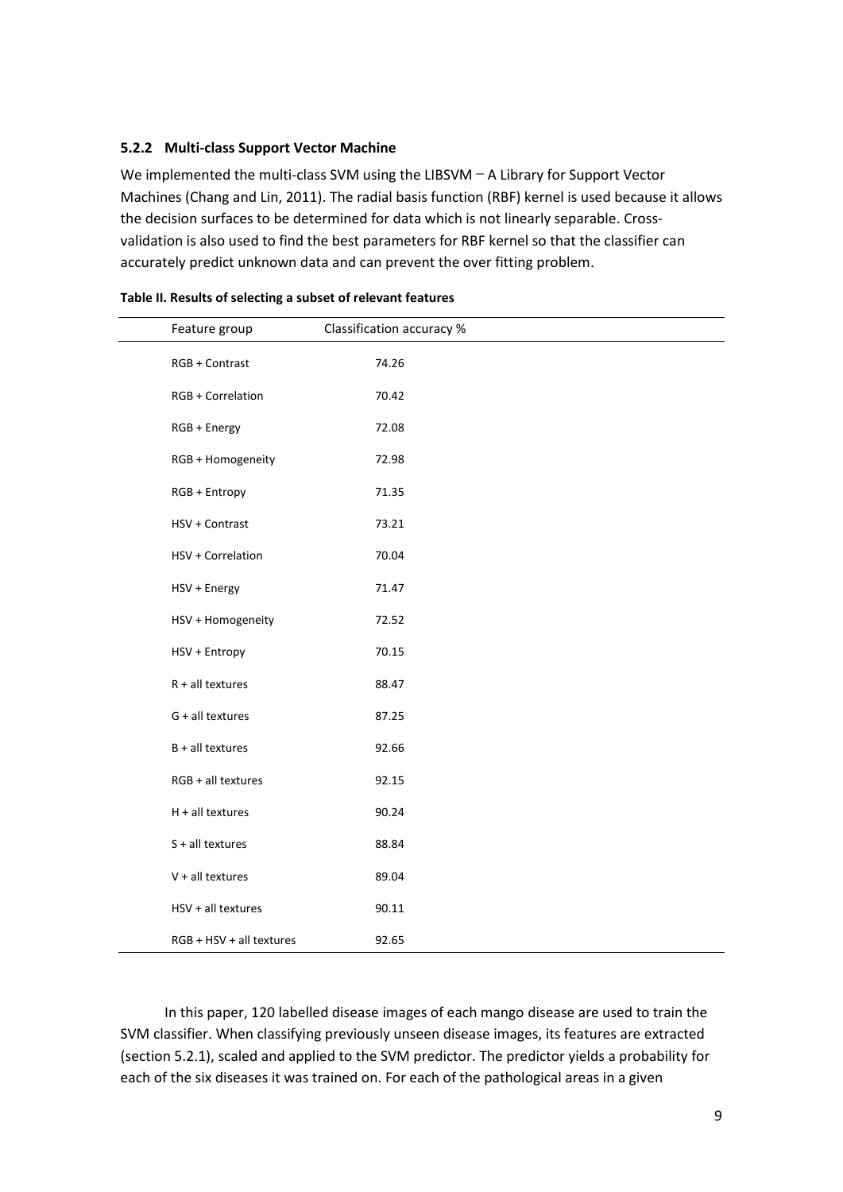### 5.2.2 Multi-class Support Vector Machine

We implemented the multi-class SVM using the LIBSVM – A Library for Support Vector Machines (Chang and Lin, 2011). The radial basis function (RBF) kernel is used because it allows the decision surfaces to be determined for data which is not linearly separable. Cross-validation is also used to find the best parameters for RBF kernel so that the classifier can accurately predict unknown data and can prevent the over fitting problem.

**Table II. Results of selecting a subset of relevant features**

| Feature group | Classification accuracy % |
| --- | --- |
| RGB + Contrast | 74.26 |
| RGB + Correlation | 70.42 |
| RGB + Energy | 72.08 |
| RGB + Homogeneity | 72.98 |
| RGB + Entropy | 71.35 |
| HSV + Contrast | 73.21 |
| HSV + Correlation | 70.04 |
| HSV + Energy | 71.47 |
| HSV + Homogeneity | 72.52 |
| HSV + Entropy | 70.15 |
| R + all textures | 88.47 |
| G + all textures | 87.25 |
| B + all textures | 92.66 |
| RGB + all textures | 92.15 |
| H + all textures | 90.24 |
| S + all textures | 88.84 |
| V + all textures | 89.04 |
| HSV + all textures | 90.11 |
| RGB + HSV + all textures | 92.65 |

In this paper, 120 labelled disease images of each mango disease are used to train the SVM classifier. When classifying previously unseen disease images, its features are extracted (section 5.2.1), scaled and applied to the SVM predictor. The predictor yields a probability for each of the six diseases it was trained on. For each of the pathological areas in a given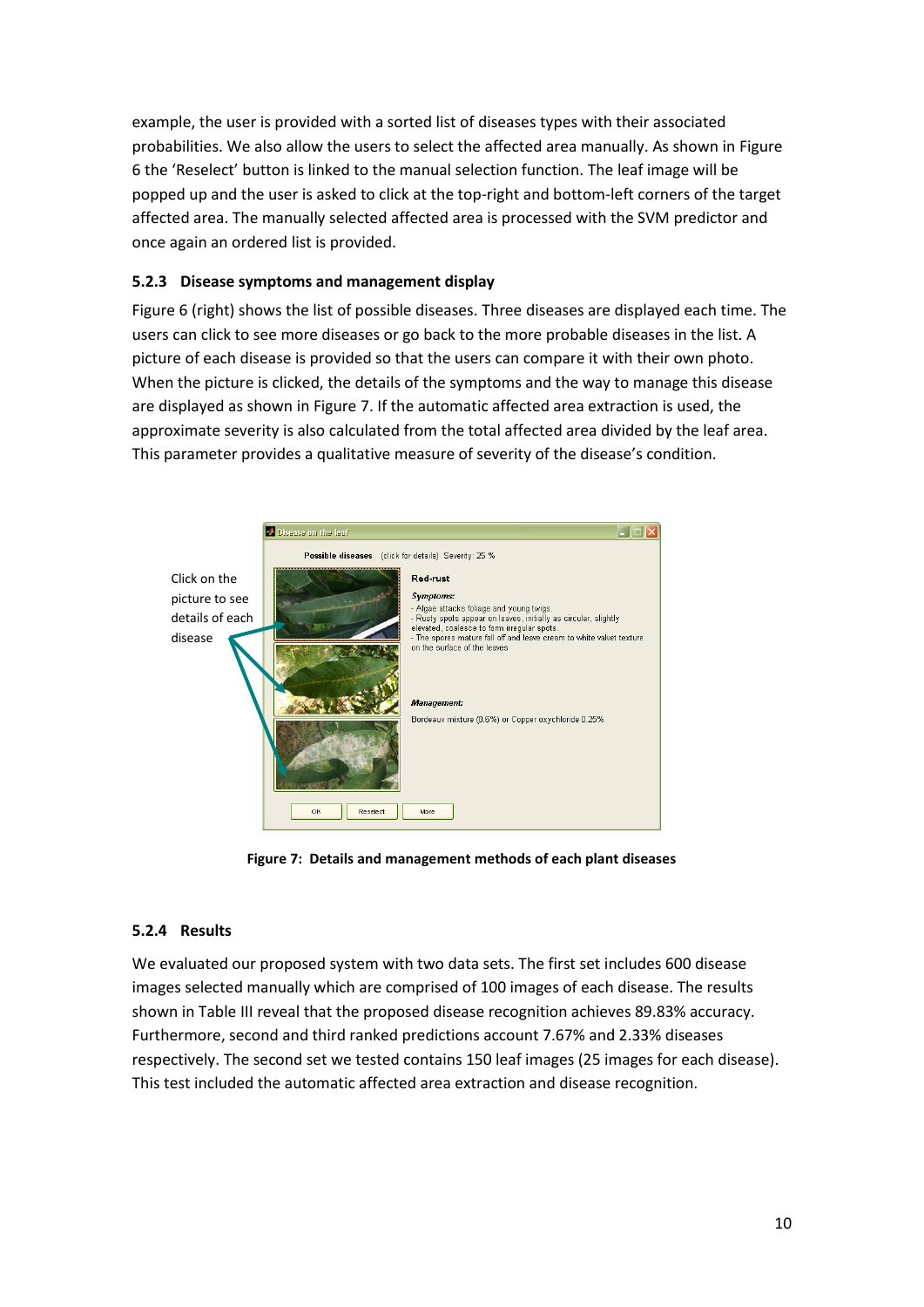example, the user is provided with a sorted list of diseases types with their associated probabilities. We also allow the users to select the affected area manually. As shown in Figure 6 the 'Reselect' button is linked to the manual selection function. The leaf image will be popped up and the user is asked to click at the top-right and bottom-left corners of the target affected area. The manually selected affected area is processed with the SVM predictor and once again an ordered list is provided.

### 5.2.3 Disease symptoms and management display

Figure 6 (right) shows the list of possible diseases. Three diseases are displayed each time. The users can click to see more diseases or go back to the more probable diseases in the list. A picture of each disease is provided so that the users can compare it with their own photo. When the picture is clicked, the details of the symptoms and the way to manage this disease are displayed as shown in Figure 7. If the automatic affected area extraction is used, the approximate severity is also calculated from the total affected area divided by the leaf area. This parameter provides a qualitative measure of severity of the disease's condition.

**Figure 7: Details and management methods of each plant diseases**

### 5.2.4 Results

We evaluated our proposed system with two data sets. The first set includes 600 disease images selected manually which are comprised of 100 images of each disease. The results shown in Table III reveal that the proposed disease recognition achieves 89.83% accuracy. Furthermore, second and third ranked predictions account 7.67% and 2.33% diseases respectively. The second set we tested contains 150 leaf images (25 images for each disease). This test included the automatic affected area extraction and disease recognition.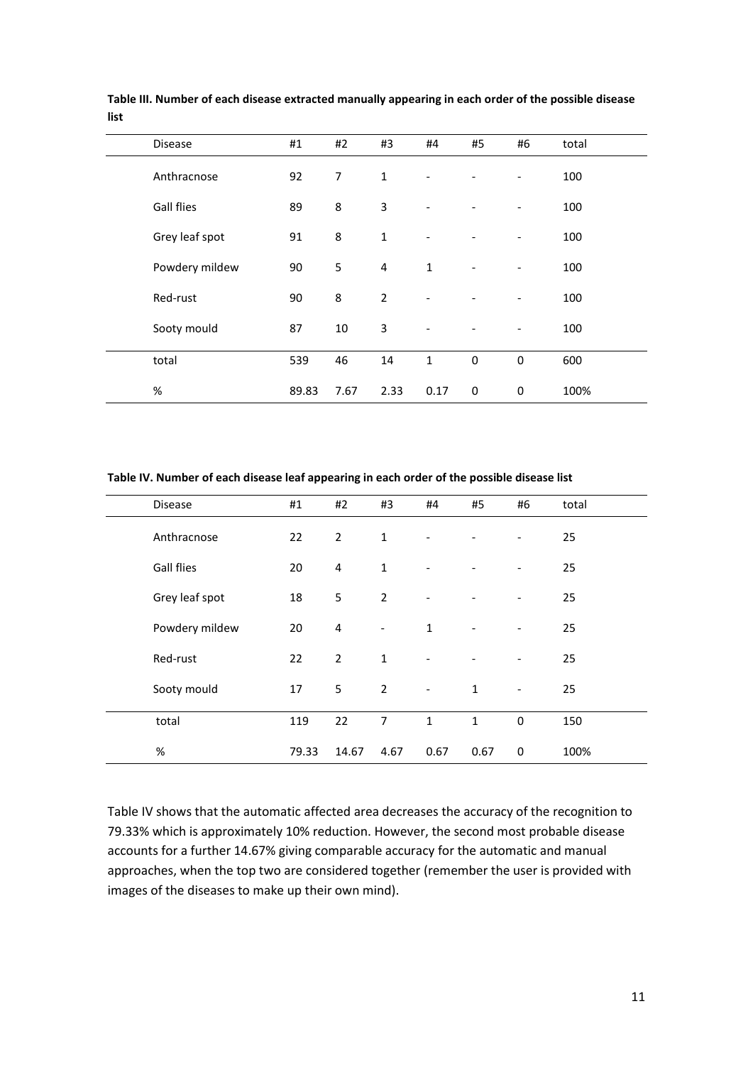**Table III. Number of each disease extracted manually appearing in each order of the possible disease list**

| Disease | #1 | #2 | #3 | #4 | #5 | #6 | total |
|---|---|---|---|---|---|---|---|
| Anthracnose | 92 | 7 | 1 | - | - | - | 100 |
| Gall flies | 89 | 8 | 3 | - | - | - | 100 |
| Grey leaf spot | 91 | 8 | 1 | - | - | - | 100 |
| Powdery mildew | 90 | 5 | 4 | 1 | - | - | 100 |
| Red-rust | 90 | 8 | 2 | - | - | - | 100 |
| Sooty mould | 87 | 10 | 3 | - | - | - | 100 |
| total | 539 | 46 | 14 | 1 | 0 | 0 | 600 |
| % | 89.83 | 7.67 | 2.33 | 0.17 | 0 | 0 | 100% |

**Table IV. Number of each disease leaf appearing in each order of the possible disease list**

| Disease | #1 | #2 | #3 | #4 | #5 | #6 | total |
|---|---|---|---|---|---|---|---|
| Anthracnose | 22 | 2 | 1 | - | - | - | 25 |
| Gall flies | 20 | 4 | 1 | - | - | - | 25 |
| Grey leaf spot | 18 | 5 | 2 | - | - | - | 25 |
| Powdery mildew | 20 | 4 | - | 1 | - | - | 25 |
| Red-rust | 22 | 2 | 1 | - | - | - | 25 |
| Sooty mould | 17 | 5 | 2 | - | 1 | - | 25 |
| total | 119 | 22 | 7 | 1 | 1 | 0 | 150 |
| % | 79.33 | 14.67 | 4.67 | 0.67 | 0.67 | 0 | 100% |

Table IV shows that the automatic affected area decreases the accuracy of the recognition to 79.33% which is approximately 10% reduction. However, the second most probable disease accounts for a further 14.67% giving comparable accuracy for the automatic and manual approaches, when the top two are considered together (remember the user is provided with images of the diseases to make up their own mind).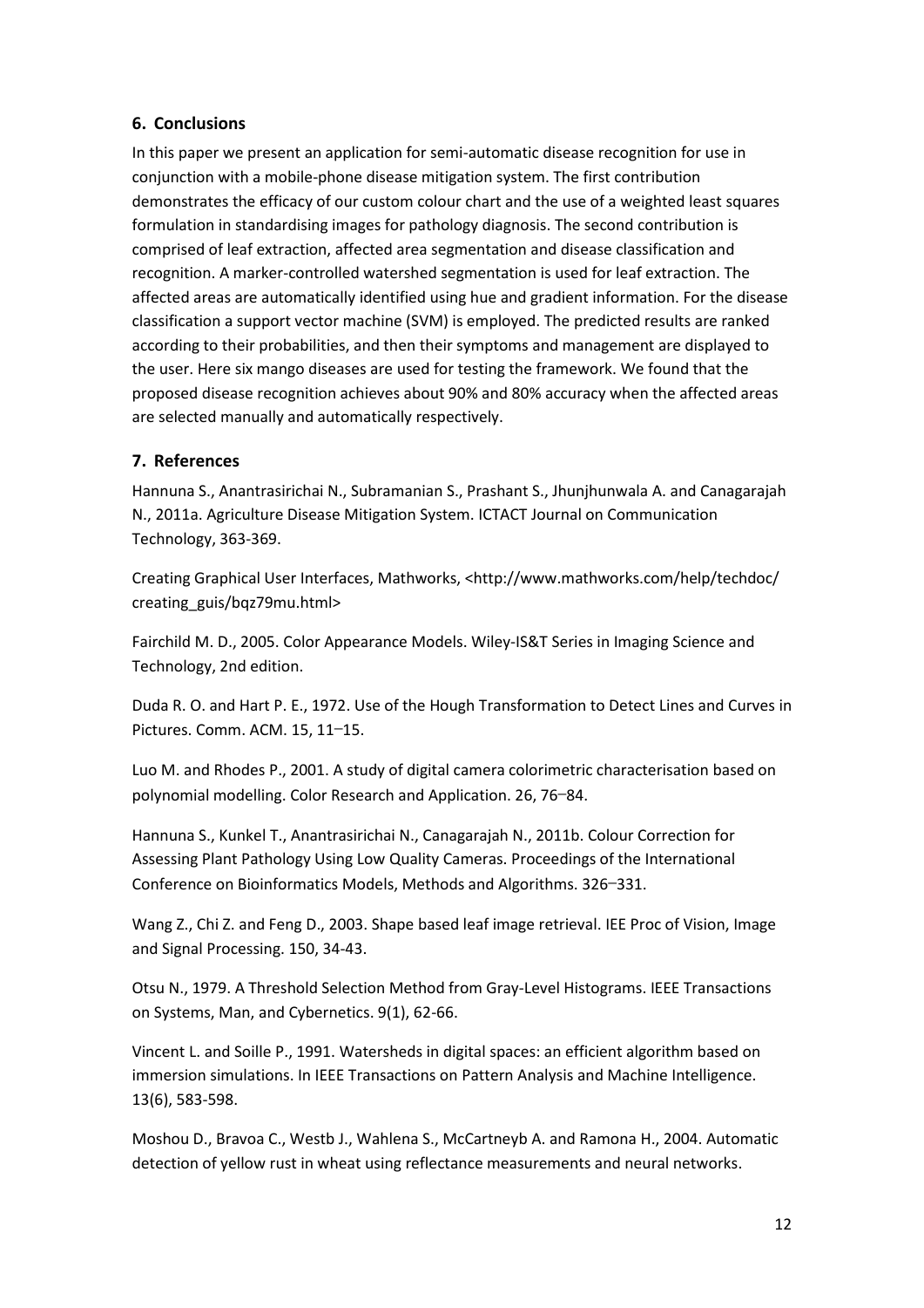## 6. Conclusions

In this paper we present an application for semi-automatic disease recognition for use in conjunction with a mobile-phone disease mitigation system. The first contribution demonstrates the efficacy of our custom colour chart and the use of a weighted least squares formulation in standardising images for pathology diagnosis. The second contribution is comprised of leaf extraction, affected area segmentation and disease classification and recognition. A marker-controlled watershed segmentation is used for leaf extraction. The affected areas are automatically identified using hue and gradient information. For the disease classification a support vector machine (SVM) is employed. The predicted results are ranked according to their probabilities, and then their symptoms and management are displayed to the user. Here six mango diseases are used for testing the framework. We found that the proposed disease recognition achieves about 90% and 80% accuracy when the affected areas are selected manually and automatically respectively.

## 7. References

Hannuna S., Anantrasirichai N., Subramanian S., Prashant S., Jhunjhunwala A. and Canagarajah N., 2011a. Agriculture Disease Mitigation System. ICTACT Journal on Communication Technology, 363-369.

Creating Graphical User Interfaces, Mathworks, <http://www.mathworks.com/help/techdoc/creating_guis/bqz79mu.html>

Fairchild M. D., 2005. Color Appearance Models. Wiley-IS&T Series in Imaging Science and Technology, 2nd edition.

Duda R. O. and Hart P. E., 1972. Use of the Hough Transformation to Detect Lines and Curves in Pictures. Comm. ACM. 15, 11–15.

Luo M. and Rhodes P., 2001. A study of digital camera colorimetric characterisation based on polynomial modelling. Color Research and Application. 26, 76–84.

Hannuna S., Kunkel T., Anantrasirichai N., Canagarajah N., 2011b. Colour Correction for Assessing Plant Pathology Using Low Quality Cameras. Proceedings of the International Conference on Bioinformatics Models, Methods and Algorithms. 326–331.

Wang Z., Chi Z. and Feng D., 2003. Shape based leaf image retrieval. IEE Proc of Vision, Image and Signal Processing. 150, 34-43.

Otsu N., 1979. A Threshold Selection Method from Gray-Level Histograms. IEEE Transactions on Systems, Man, and Cybernetics. 9(1), 62-66.

Vincent L. and Soille P., 1991. Watersheds in digital spaces: an efficient algorithm based on immersion simulations. In IEEE Transactions on Pattern Analysis and Machine Intelligence. 13(6), 583-598.

Moshou D., Bravoa C., Westb J., Wahlena S., McCartneyb A. and Ramona H., 2004. Automatic detection of yellow rust in wheat using reflectance measurements and neural networks.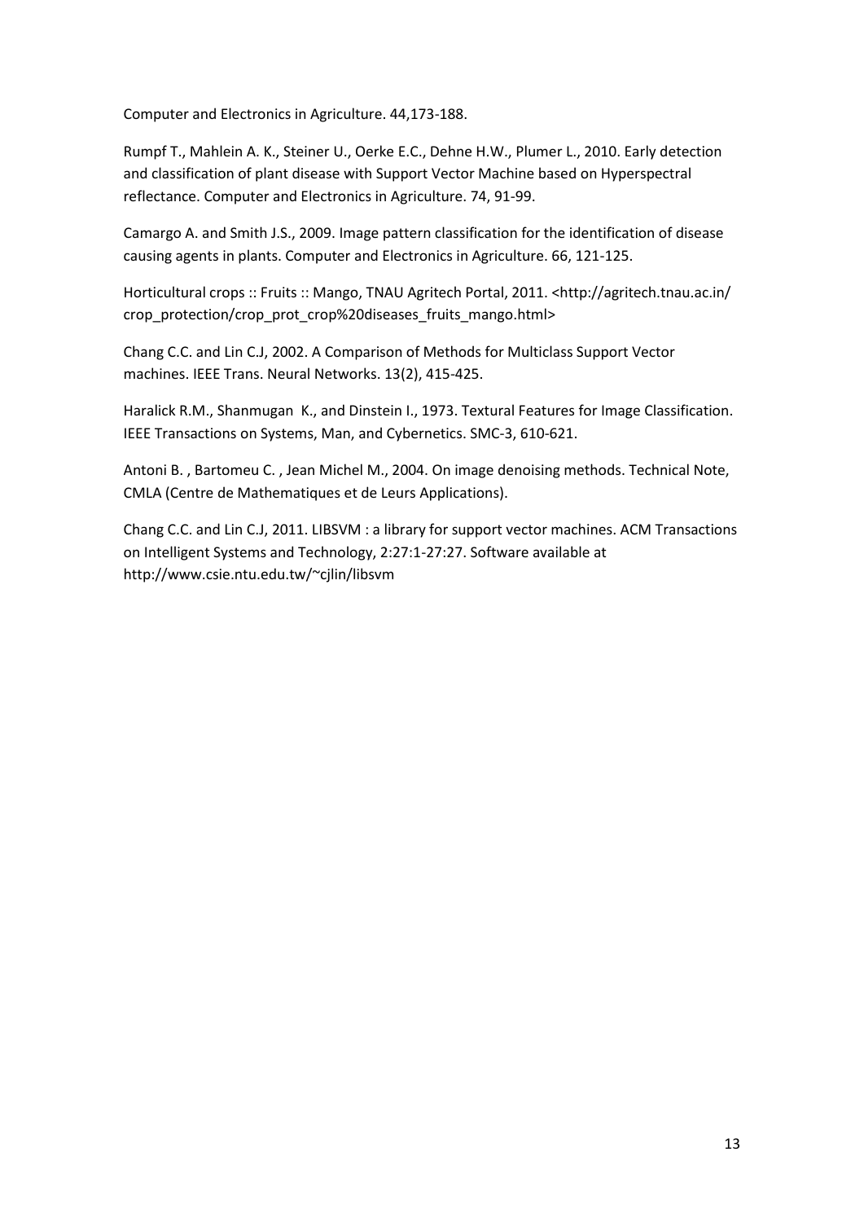Computer and Electronics in Agriculture. 44,173-188.

Rumpf T., Mahlein A. K., Steiner U., Oerke E.C., Dehne H.W., Plumer L., 2010. Early detection and classification of plant disease with Support Vector Machine based on Hyperspectral reflectance. Computer and Electronics in Agriculture. 74, 91-99.

Camargo A. and Smith J.S., 2009. Image pattern classification for the identification of disease causing agents in plants. Computer and Electronics in Agriculture. 66, 121-125.

Horticultural crops :: Fruits :: Mango, TNAU Agritech Portal, 2011. <http://agritech.tnau.ac.in/crop_protection/crop_prot_crop%20diseases_fruits_mango.html>

Chang C.C. and Lin C.J, 2002. A Comparison of Methods for Multiclass Support Vector machines. IEEE Trans. Neural Networks. 13(2), 415-425.

Haralick R.M., Shanmugan K., and Dinstein I., 1973. Textural Features for Image Classification. IEEE Transactions on Systems, Man, and Cybernetics. SMC-3, 610-621.

Antoni B. , Bartomeu C. , Jean Michel M., 2004. On image denoising methods. Technical Note, CMLA (Centre de Mathematiques et de Leurs Applications).

Chang C.C. and Lin C.J, 2011. LIBSVM : a library for support vector machines. ACM Transactions on Intelligent Systems and Technology, 2:27:1-27:27. Software available at http://www.csie.ntu.edu.tw/~cjlin/libsvm